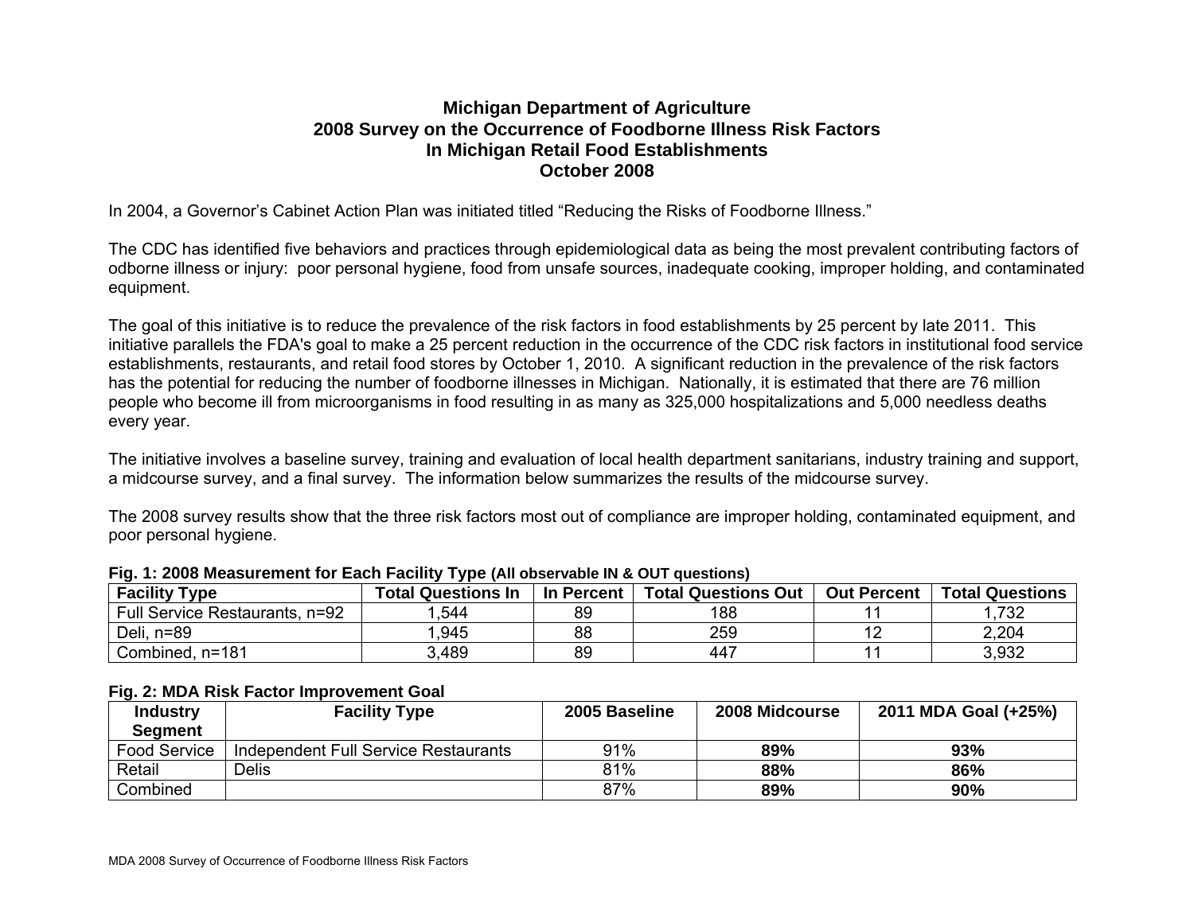# Michigan Department of Agriculture
# 2008 Survey on the Occurrence of Foodborne Illness Risk Factors
# In Michigan Retail Food Establishments
# October 2008

In 2004, a Governor's Cabinet Action Plan was initiated titled "Reducing the Risks of Foodborne Illness."

The CDC has identified five behaviors and practices through epidemiological data as being the most prevalent contributing factors of odborne illness or injury: poor personal hygiene, food from unsafe sources, inadequate cooking, improper holding, and contaminated equipment.

The goal of this initiative is to reduce the prevalence of the risk factors in food establishments by 25 percent by late 2011. This initiative parallels the FDA's goal to make a 25 percent reduction in the occurrence of the CDC risk factors in institutional food service establishments, restaurants, and retail food stores by October 1, 2010. A significant reduction in the prevalence of the risk factors has the potential for reducing the number of foodborne illnesses in Michigan. Nationally, it is estimated that there are 76 million people who become ill from microorganisms in food resulting in as many as 325,000 hospitalizations and 5,000 needless deaths every year.

The initiative involves a baseline survey, training and evaluation of local health department sanitarians, industry training and support, a midcourse survey, and a final survey. The information below summarizes the results of the midcourse survey.

The 2008 survey results show that the three risk factors most out of compliance are improper holding, contaminated equipment, and poor personal hygiene.

**Fig. 1: 2008 Measurement for Each Facility Type (All observable IN & OUT questions)**

| Facility Type | Total Questions In | In Percent | Total Questions Out | Out Percent | Total Questions |
|---|---|---|---|---|---|
| Full Service Restaurants, n=92 | 1,544 | 89 | 188 | 11 | 1,732 |
| Deli, n=89 | 1,945 | 88 | 259 | 12 | 2,204 |
| Combined, n=181 | 3,489 | 89 | 447 | 11 | 3,932 |

**Fig. 2: MDA Risk Factor Improvement Goal**

| Industry Segment | Facility Type | 2005 Baseline | 2008 Midcourse | 2011 MDA Goal (+25%) |
|---|---|---|---|---|
| Food Service | Independent Full Service Restaurants | 91% | **89%** | **93%** |
| Retail | Delis | 81% | **88%** | **86%** |
| Combined | | 87% | **89%** | **90%** |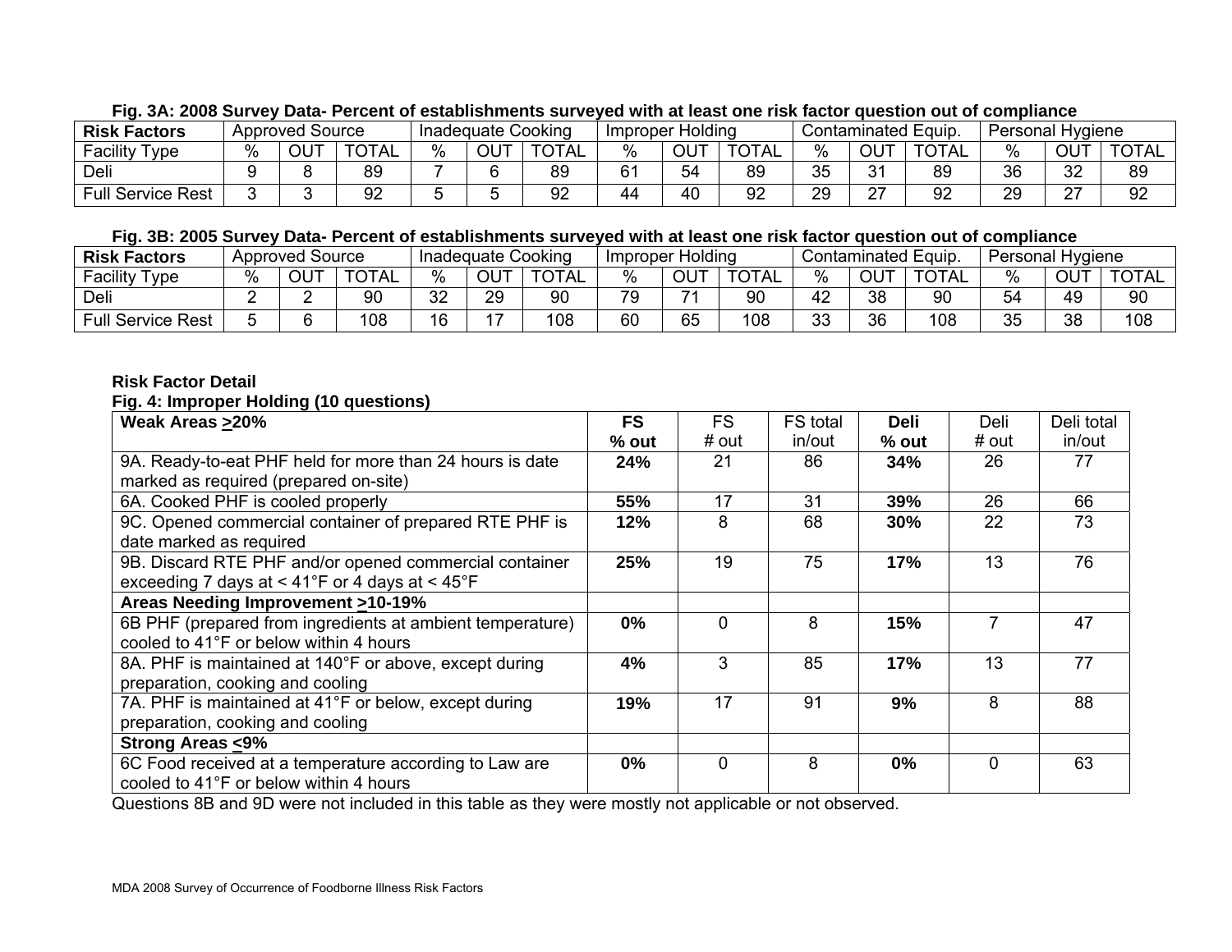**Fig. 3A: 2008 Survey Data- Percent of establishments surveyed with at least one risk factor question out of compliance**

| Risk Factors | Approved Source | | | Inadequate Cooking | | | Improper Holding | | | Contaminated Equip. | | | Personal Hygiene | | |
|---|---|---|---|---|---|---|---|---|---|---|---|---|---|---|---|
| Facility Type | % | OUT | TOTAL | % | OUT | TOTAL | % | OUT | TOTAL | % | OUT | TOTAL | % | OUT | TOTAL |
| Deli | 9 | 8 | 89 | 7 | 6 | 89 | 61 | 54 | 89 | 35 | 31 | 89 | 36 | 32 | 89 |
| Full Service Rest | 3 | 3 | 92 | 5 | 5 | 92 | 44 | 40 | 92 | 29 | 27 | 92 | 29 | 27 | 92 |

**Fig. 3B: 2005 Survey Data- Percent of establishments surveyed with at least one risk factor question out of compliance**

| Risk Factors | Approved Source | | | Inadequate Cooking | | | Improper Holding | | | Contaminated Equip. | | | Personal Hygiene | | |
|---|---|---|---|---|---|---|---|---|---|---|---|---|---|---|---|
| Facility Type | % | OUT | TOTAL | % | OUT | TOTAL | % | OUT | TOTAL | % | OUT | TOTAL | % | OUT | TOTAL |
| Deli | 2 | 2 | 90 | 32 | 29 | 90 | 79 | 71 | 90 | 42 | 38 | 90 | 54 | 49 | 90 |
| Full Service Rest | 5 | 6 | 108 | 16 | 17 | 108 | 60 | 65 | 108 | 33 | 36 | 108 | 35 | 38 | 108 |

**Risk Factor Detail**

**Fig. 4: Improper Holding (10 questions)**

| **Weak Areas ≥20%** | **FS % out** | FS # out | FS total in/out | **Deli % out** | Deli # out | Deli total in/out |
|---|---|---|---|---|---|---|
| 9A. Ready-to-eat PHF held for more than 24 hours is date marked as required (prepared on-site) | **24%** | 21 | 86 | **34%** | 26 | 77 |
| 6A. Cooked PHF is cooled properly | **55%** | 17 | 31 | **39%** | 26 | 66 |
| 9C. Opened commercial container of prepared RTE PHF is date marked as required | **12%** | 8 | 68 | **30%** | 22 | 73 |
| 9B. Discard RTE PHF and/or opened commercial container exceeding 7 days at < 41°F or 4 days at < 45°F | **25%** | 19 | 75 | **17%** | 13 | 76 |
| **Areas Needing Improvement ≥10-19%** | | | | | | |
| 6B PHF (prepared from ingredients at ambient temperature) cooled to 41°F or below within 4 hours | **0%** | 0 | 8 | **15%** | 7 | 47 |
| 8A. PHF is maintained at 140°F or above, except during preparation, cooking and cooling | **4%** | 3 | 85 | **17%** | 13 | 77 |
| 7A. PHF is maintained at 41°F or below, except during preparation, cooking and cooling | **19%** | 17 | 91 | **9%** | 8 | 88 |
| **Strong Areas ≤9%** | | | | | | |
| 6C Food received at a temperature according to Law are cooled to 41°F or below within 4 hours | **0%** | 0 | 8 | **0%** | 0 | 63 |

Questions 8B and 9D were not included in this table as they were mostly not applicable or not observed.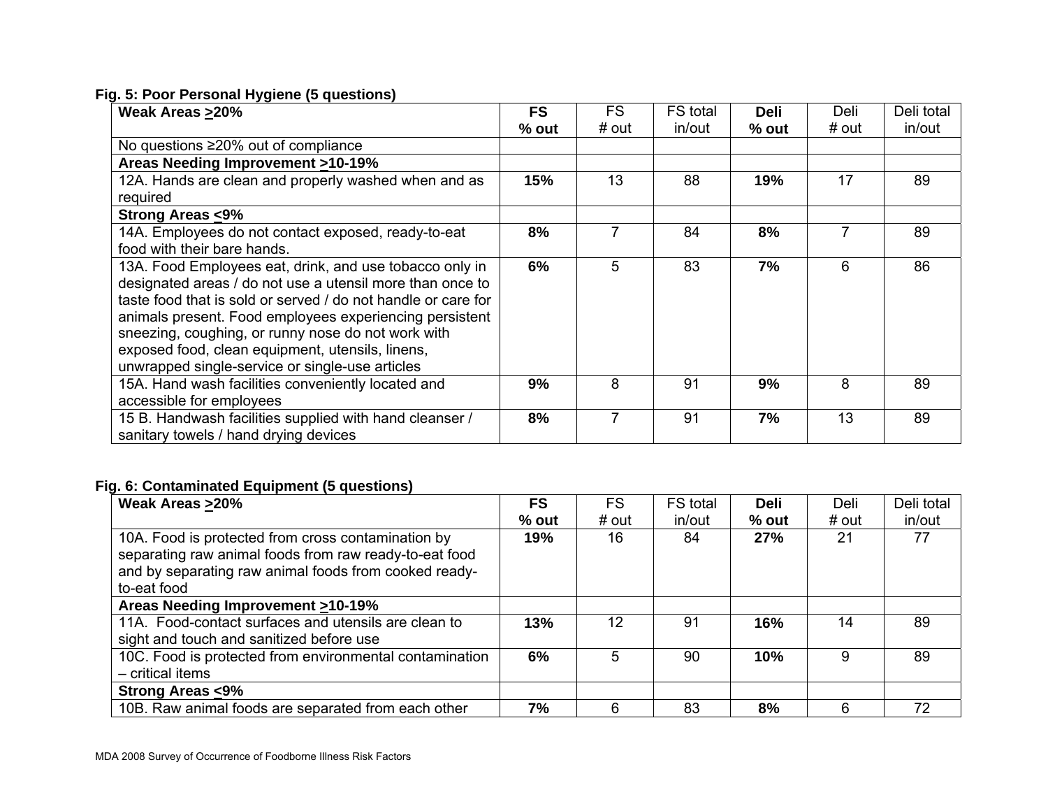**Fig. 5: Poor Personal Hygiene (5 questions)**

| Weak Areas >20% | FS % out | FS # out | FS total in/out | Deli % out | Deli # out | Deli total in/out |
|---|---|---|---|---|---|---|
| No questions ≥20% out of compliance | | | | | | |
| **Areas Needing Improvement >10-19%** | | | | | | |
| 12A. Hands are clean and properly washed when and as required | **15%** | 13 | 88 | **19%** | 17 | 89 |
| **Strong Areas <9%** | | | | | | |
| 14A. Employees do not contact exposed, ready-to-eat food with their bare hands. | **8%** | 7 | 84 | **8%** | 7 | 89 |
| 13A. Food Employees eat, drink, and use tobacco only in designated areas / do not use a utensil more than once to taste food that is sold or served / do not handle or care for animals present. Food employees experiencing persistent sneezing, coughing, or runny nose do not work with exposed food, clean equipment, utensils, linens, unwrapped single-service or single-use articles | **6%** | 5 | 83 | **7%** | 6 | 86 |
| 15A. Hand wash facilities conveniently located and accessible for employees | **9%** | 8 | 91 | **9%** | 8 | 89 |
| 15 B. Handwash facilities supplied with hand cleanser / sanitary towels / hand drying devices | **8%** | 7 | 91 | **7%** | 13 | 89 |

**Fig. 6: Contaminated Equipment (5 questions)**

| Weak Areas >20% | FS % out | FS # out | FS total in/out | Deli % out | Deli # out | Deli total in/out |
|---|---|---|---|---|---|---|
| 10A. Food is protected from cross contamination by separating raw animal foods from raw ready-to-eat food and by separating raw animal foods from cooked ready-to-eat food | **19%** | 16 | 84 | **27%** | 21 | 77 |
| **Areas Needing Improvement >10-19%** | | | | | | |
| 11A. Food-contact surfaces and utensils are clean to sight and touch and sanitized before use | **13%** | 12 | 91 | **16%** | 14 | 89 |
| 10C. Food is protected from environmental contamination – critical items | **6%** | 5 | 90 | **10%** | 9 | 89 |
| **Strong Areas <9%** | | | | | | |
| 10B. Raw animal foods are separated from each other | **7%** | 6 | 83 | **8%** | 6 | 72 |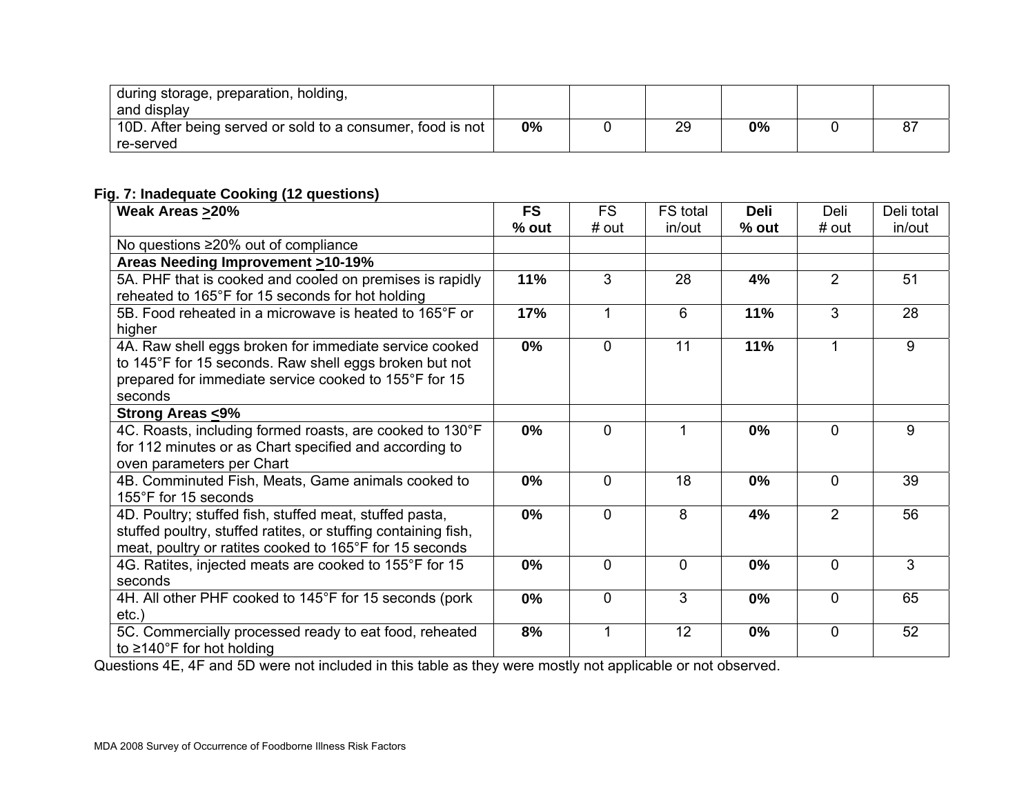| | | | | | | |
|---|---|---|---|---|---|---|
| during storage, preparation, holding, and display | | | | | | |
| 10D. After being served or sold to a consumer, food is not re-served | **0%** | 0 | 29 | **0%** | 0 | 87 |

**Fig. 7: Inadequate Cooking (12 questions)**

| **Weak Areas >20%** | **FS % out** | FS # out | FS total in/out | **Deli % out** | Deli # out | Deli total in/out |
|---|---|---|---|---|---|---|
| No questions ≥20% out of compliance | | | | | | |
| **Areas Needing Improvement >10-19%** | | | | | | |
| 5A. PHF that is cooked and cooled on premises is rapidly reheated to 165°F for 15 seconds for hot holding | **11%** | 3 | 28 | **4%** | 2 | 51 |
| 5B. Food reheated in a microwave is heated to 165°F or higher | **17%** | 1 | 6 | **11%** | 3 | 28 |
| 4A. Raw shell eggs broken for immediate service cooked to 145°F for 15 seconds. Raw shell eggs broken but not prepared for immediate service cooked to 155°F for 15 seconds | **0%** | 0 | 11 | **11%** | 1 | 9 |
| **Strong Areas <9%** | | | | | | |
| 4C. Roasts, including formed roasts, are cooked to 130°F for 112 minutes or as Chart specified and according to oven parameters per Chart | **0%** | 0 | 1 | **0%** | 0 | 9 |
| 4B. Comminuted Fish, Meats, Game animals cooked to 155°F for 15 seconds | **0%** | 0 | 18 | **0%** | 0 | 39 |
| 4D. Poultry; stuffed fish, stuffed meat, stuffed pasta, stuffed poultry, stuffed ratites, or stuffing containing fish, meat, poultry or ratites cooked to 165°F for 15 seconds | **0%** | 0 | 8 | **4%** | 2 | 56 |
| 4G. Ratites, injected meats are cooked to 155°F for 15 seconds | **0%** | 0 | 0 | **0%** | 0 | 3 |
| 4H. All other PHF cooked to 145°F for 15 seconds (pork etc.) | **0%** | 0 | 3 | **0%** | 0 | 65 |
| 5C. Commercially processed ready to eat food, reheated to ≥140°F for hot holding | **8%** | 1 | 12 | **0%** | 0 | 52 |

Questions 4E, 4F and 5D were not included in this table as they were mostly not applicable or not observed.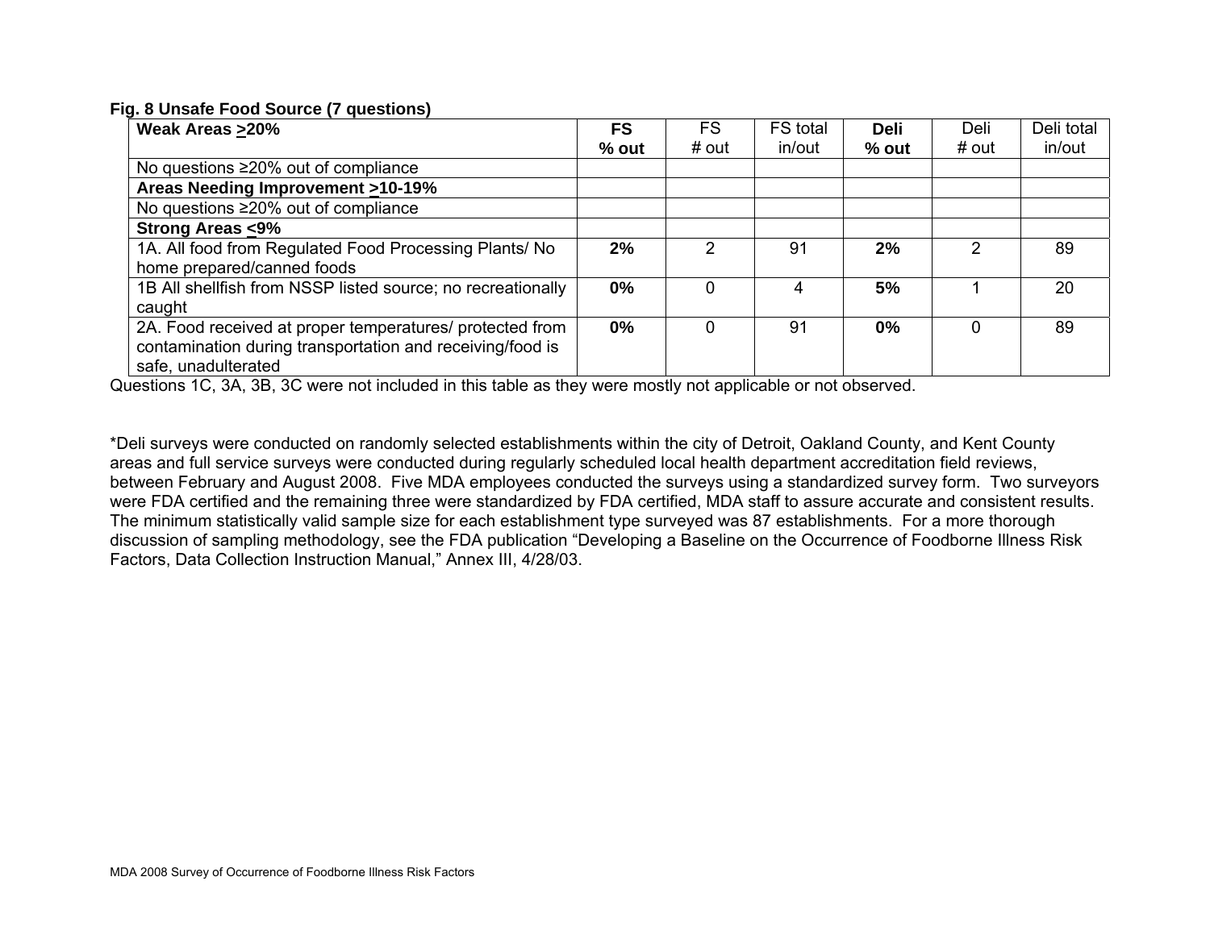**Fig. 8 Unsafe Food Source (7 questions)**

| **Weak Areas >20%** | **FS % out** | FS # out | FS total in/out | **Deli % out** | Deli # out | Deli total in/out |
|---|---|---|---|---|---|---|
| No questions ≥20% out of compliance | | | | | | |
| **Areas Needing Improvement >10-19%** | | | | | | |
| No questions ≥20% out of compliance | | | | | | |
| **Strong Areas <9%** | | | | | | |
| 1A. All food from Regulated Food Processing Plants/ No home prepared/canned foods | **2%** | 2 | 91 | **2%** | 2 | 89 |
| 1B All shellfish from NSSP listed source; no recreationally caught | **0%** | 0 | 4 | **5%** | 1 | 20 |
| 2A. Food received at proper temperatures/ protected from contamination during transportation and receiving/food is safe, unadulterated | **0%** | 0 | 91 | **0%** | 0 | 89 |

Questions 1C, 3A, 3B, 3C were not included in this table as they were mostly not applicable or not observed.

*Deli surveys were conducted on randomly selected establishments within the city of Detroit, Oakland County, and Kent County areas and full service surveys were conducted during regularly scheduled local health department accreditation field reviews, between February and August 2008. Five MDA employees conducted the surveys using a standardized survey form. Two surveyors were FDA certified and the remaining three were standardized by FDA certified, MDA staff to assure accurate and consistent results. The minimum statistically valid sample size for each establishment type surveyed was 87 establishments. For a more thorough discussion of sampling methodology, see the FDA publication "Developing a Baseline on the Occurrence of Foodborne Illness Risk Factors, Data Collection Instruction Manual," Annex III, 4/28/03.